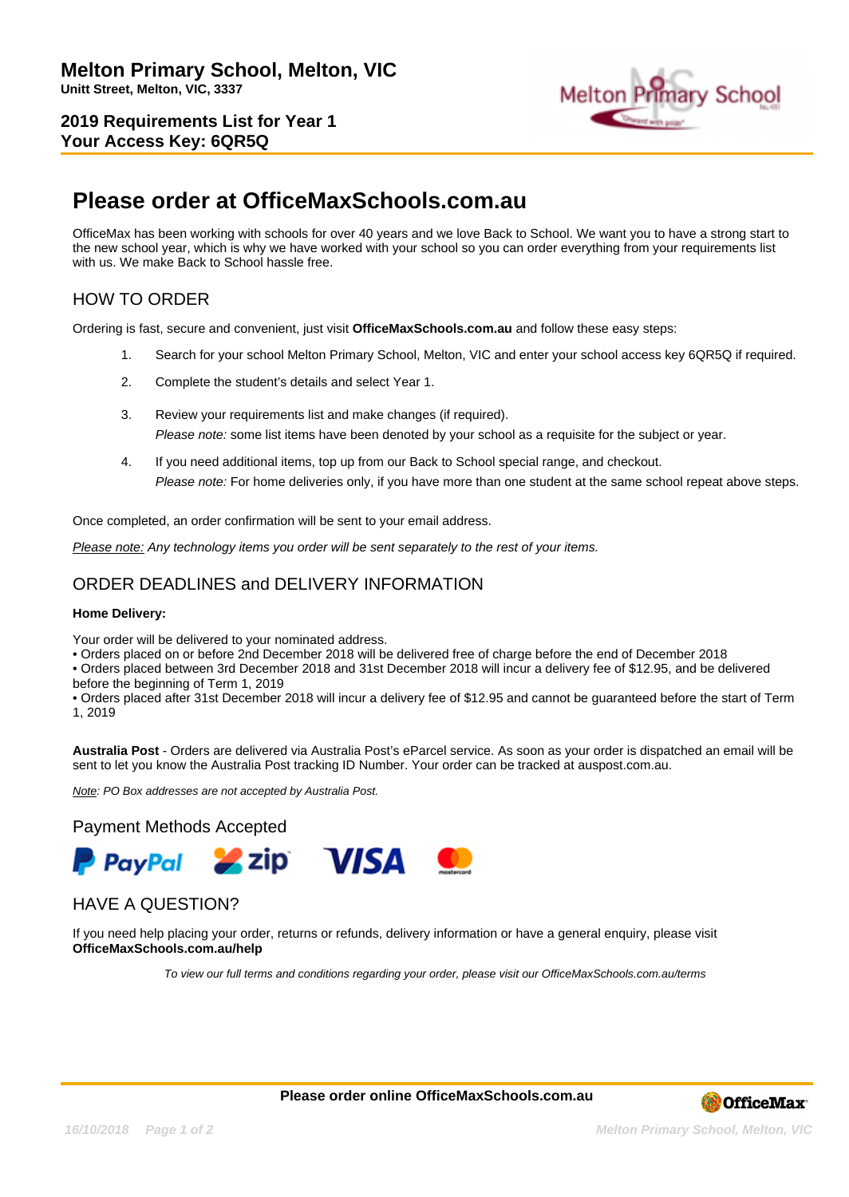# Melton Primary School, Melton, VIC

**Unitt Street, Melton, VIC, 3337**

**2019 Requirements List for Year 1**
**Your Access Key: 6QR5Q**

## Please order at OfficeMaxSchools.com.au

OfficeMax has been working with schools for over 40 years and we love Back to School. We want you to have a strong start to the new school year, which is why we have worked with your school so you can order everything from your requirements list with us. We make Back to School hassle free.

### HOW TO ORDER

Ordering is fast, secure and convenient, just visit **OfficeMaxSchools.com.au** and follow these easy steps:

1. Search for your school Melton Primary School, Melton, VIC and enter your school access key 6QR5Q if required.
2. Complete the student's details and select Year 1.
3. Review your requirements list and make changes (if required).
   *Please note:* some list items have been denoted by your school as a requisite for the subject or year.
4. If you need additional items, top up from our Back to School special range, and checkout.
   *Please note:* For home deliveries only, if you have more than one student at the same school repeat above steps.

Once completed, an order confirmation will be sent to your email address.

*Please note: Any technology items you order will be sent separately to the rest of your items.*

### ORDER DEADLINES and DELIVERY INFORMATION

**Home Delivery:**

Your order will be delivered to your nominated address.
• Orders placed on or before 2nd December 2018 will be delivered free of charge before the end of December 2018
• Orders placed between 3rd December 2018 and 31st December 2018 will incur a delivery fee of $12.95, and be delivered before the beginning of Term 1, 2019
• Orders placed after 31st December 2018 will incur a delivery fee of $12.95 and cannot be guaranteed before the start of Term 1, 2019

**Australia Post** - Orders are delivered via Australia Post's eParcel service. As soon as your order is dispatched an email will be sent to let you know the Australia Post tracking ID Number. Your order can be tracked at auspost.com.au.

*Note: PO Box addresses are not accepted by Australia Post.*

### Payment Methods Accepted

PayPal, zip, VISA, mastercard

### HAVE A QUESTION?

If you need help placing your order, returns or refunds, delivery information or have a general enquiry, please visit **OfficeMaxSchools.com.au/help**

*To view our full terms and conditions regarding your order, please visit our OfficeMaxSchools.com.au/terms*

**Please order online OfficeMaxSchools.com.au**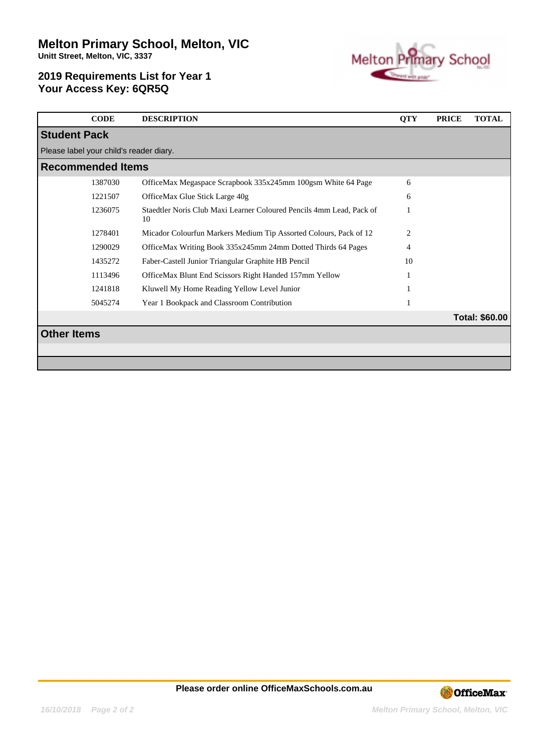# Melton Primary School, Melton, VIC

**Unitt Street, Melton, VIC, 3337**

## 2019 Requirements List for Year 1
## Your Access Key: 6QR5Q

| CODE | DESCRIPTION | QTY | PRICE | TOTAL |
|---|---|---|---|---|
| **Student Pack** | | | | |
| Please label your child's reader diary. | | | | |
| **Recommended Items** | | | | |
| 1387030 | OfficeMax Megaspace Scrapbook 335x245mm 100gsm White 64 Page | 6 | | |
| 1221507 | OfficeMax Glue Stick Large 40g | 6 | | |
| 1236075 | Staedtler Noris Club Maxi Learner Coloured Pencils 4mm Lead, Pack of 10 | 1 | | |
| 1278401 | Micador Colourfun Markers Medium Tip Assorted Colours, Pack of 12 | 2 | | |
| 1290029 | OfficeMax Writing Book 335x245mm 24mm Dotted Thirds 64 Pages | 4 | | |
| 1435272 | Faber-Castell Junior Triangular Graphite HB Pencil | 10 | | |
| 1113496 | OfficeMax Blunt End Scissors Right Handed 157mm Yellow | 1 | | |
| 1241818 | Kluwell My Home Reading Yellow Level Junior | 1 | | |
| 5045274 | Year 1 Bookpack and Classroom Contribution | 1 | | |
| | | | | **Total: $60.00** |
| **Other Items** | | | | |

**Please order online OfficeMaxSchools.com.au**